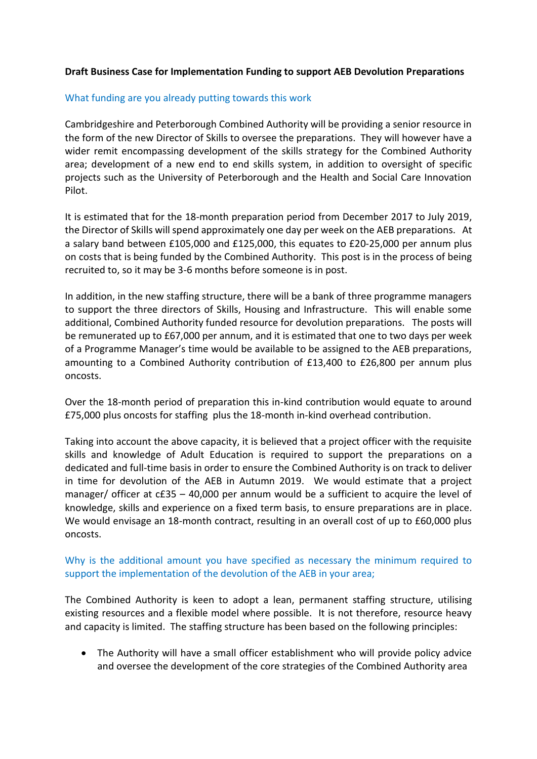**Draft Business Case for Implementation Funding to support AEB Devolution Preparations**

### What funding are you already putting towards this work

Cambridgeshire and Peterborough Combined Authority will be providing a senior resource in the form of the new Director of Skills to oversee the preparations. They will however have a wider remit encompassing development of the skills strategy for the Combined Authority area; development of a new end to end skills system, in addition to oversight of specific projects such as the University of Peterborough and the Health and Social Care Innovation Pilot.

It is estimated that for the 18-month preparation period from December 2017 to July 2019, the Director of Skills will spend approximately one day per week on the AEB preparations. At a salary band between £105,000 and £125,000, this equates to £20-25,000 per annum plus on costs that is being funded by the Combined Authority. This post is in the process of being recruited to, so it may be 3-6 months before someone is in post.

In addition, in the new staffing structure, there will be a bank of three programme managers to support the three directors of Skills, Housing and Infrastructure. This will enable some additional, Combined Authority funded resource for devolution preparations. The posts will be remunerated up to £67,000 per annum, and it is estimated that one to two days per week of a Programme Manager's time would be available to be assigned to the AEB preparations, amounting to a Combined Authority contribution of £13,400 to £26,800 per annum plus oncosts.

Over the 18-month period of preparation this in-kind contribution would equate to around £75,000 plus oncosts for staffing plus the 18-month in-kind overhead contribution.

Taking into account the above capacity, it is believed that a project officer with the requisite skills and knowledge of Adult Education is required to support the preparations on a dedicated and full-time basis in order to ensure the Combined Authority is on track to deliver in time for devolution of the AEB in Autumn 2019. We would estimate that a project manager/ officer at c£35 – 40,000 per annum would be a sufficient to acquire the level of knowledge, skills and experience on a fixed term basis, to ensure preparations are in place. We would envisage an 18-month contract, resulting in an overall cost of up to £60,000 plus oncosts.

### Why is the additional amount you have specified as necessary the minimum required to support the implementation of the devolution of the AEB in your area;

The Combined Authority is keen to adopt a lean, permanent staffing structure, utilising existing resources and a flexible model where possible. It is not therefore, resource heavy and capacity is limited. The staffing structure has been based on the following principles:

- The Authority will have a small officer establishment who will provide policy advice and oversee the development of the core strategies of the Combined Authority area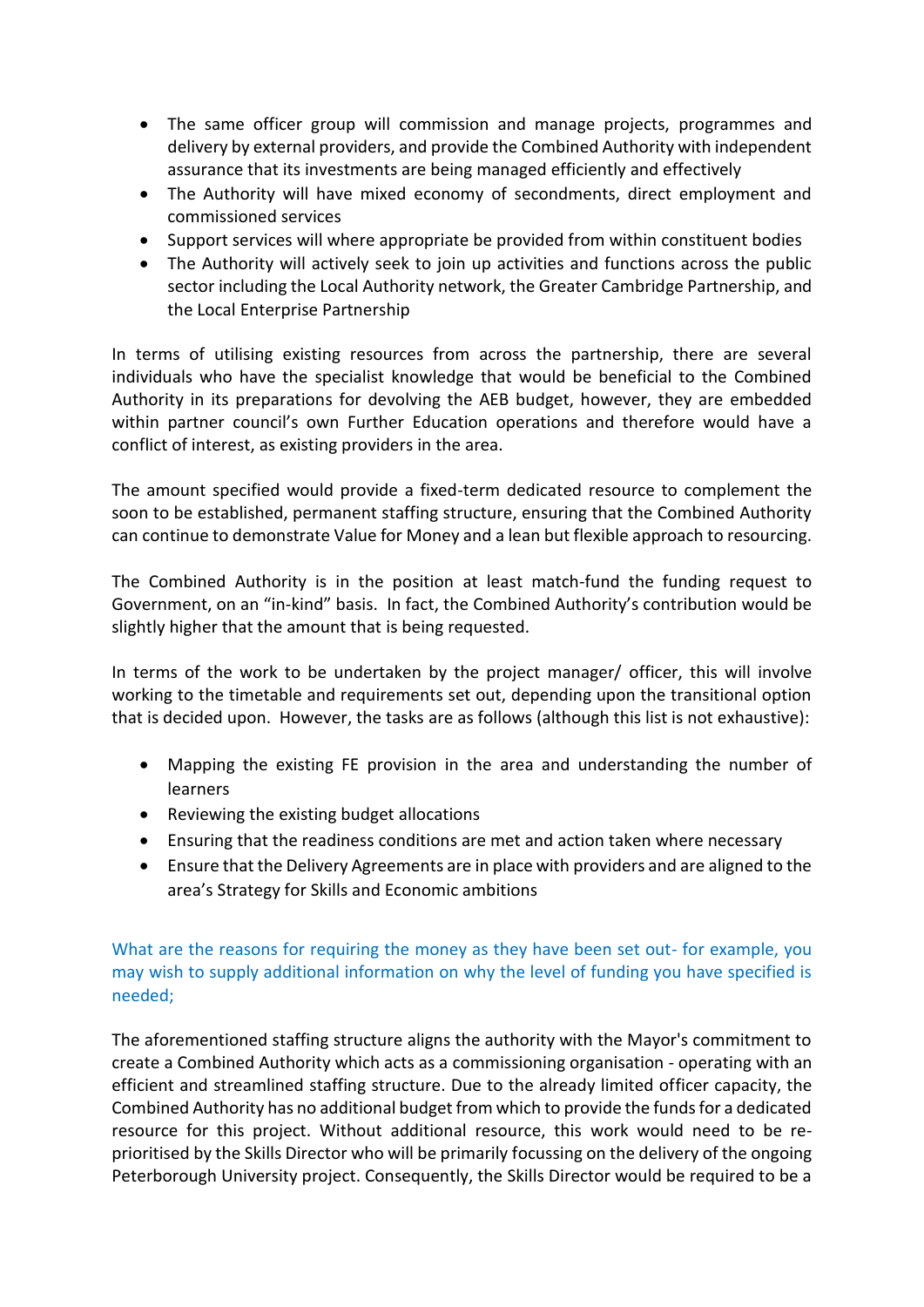- The same officer group will commission and manage projects, programmes and delivery by external providers, and provide the Combined Authority with independent assurance that its investments are being managed efficiently and effectively
- The Authority will have mixed economy of secondments, direct employment and commissioned services
- Support services will where appropriate be provided from within constituent bodies
- The Authority will actively seek to join up activities and functions across the public sector including the Local Authority network, the Greater Cambridge Partnership, and the Local Enterprise Partnership

In terms of utilising existing resources from across the partnership, there are several individuals who have the specialist knowledge that would be beneficial to the Combined Authority in its preparations for devolving the AEB budget, however, they are embedded within partner council's own Further Education operations and therefore would have a conflict of interest, as existing providers in the area.

The amount specified would provide a fixed-term dedicated resource to complement the soon to be established, permanent staffing structure, ensuring that the Combined Authority can continue to demonstrate Value for Money and a lean but flexible approach to resourcing.

The Combined Authority is in the position at least match-fund the funding request to Government, on an "in-kind" basis. In fact, the Combined Authority's contribution would be slightly higher that the amount that is being requested.

In terms of the work to be undertaken by the project manager/ officer, this will involve working to the timetable and requirements set out, depending upon the transitional option that is decided upon. However, the tasks are as follows (although this list is not exhaustive):

- Mapping the existing FE provision in the area and understanding the number of learners
- Reviewing the existing budget allocations
- Ensuring that the readiness conditions are met and action taken where necessary
- Ensure that the Delivery Agreements are in place with providers and are aligned to the area's Strategy for Skills and Economic ambitions

What are the reasons for requiring the money as they have been set out- for example, you may wish to supply additional information on why the level of funding you have specified is needed;

The aforementioned staffing structure aligns the authority with the Mayor's commitment to create a Combined Authority which acts as a commissioning organisation - operating with an efficient and streamlined staffing structure. Due to the already limited officer capacity, the Combined Authority has no additional budget from which to provide the funds for a dedicated resource for this project. Without additional resource, this work would need to be re-prioritised by the Skills Director who will be primarily focussing on the delivery of the ongoing Peterborough University project. Consequently, the Skills Director would be required to be a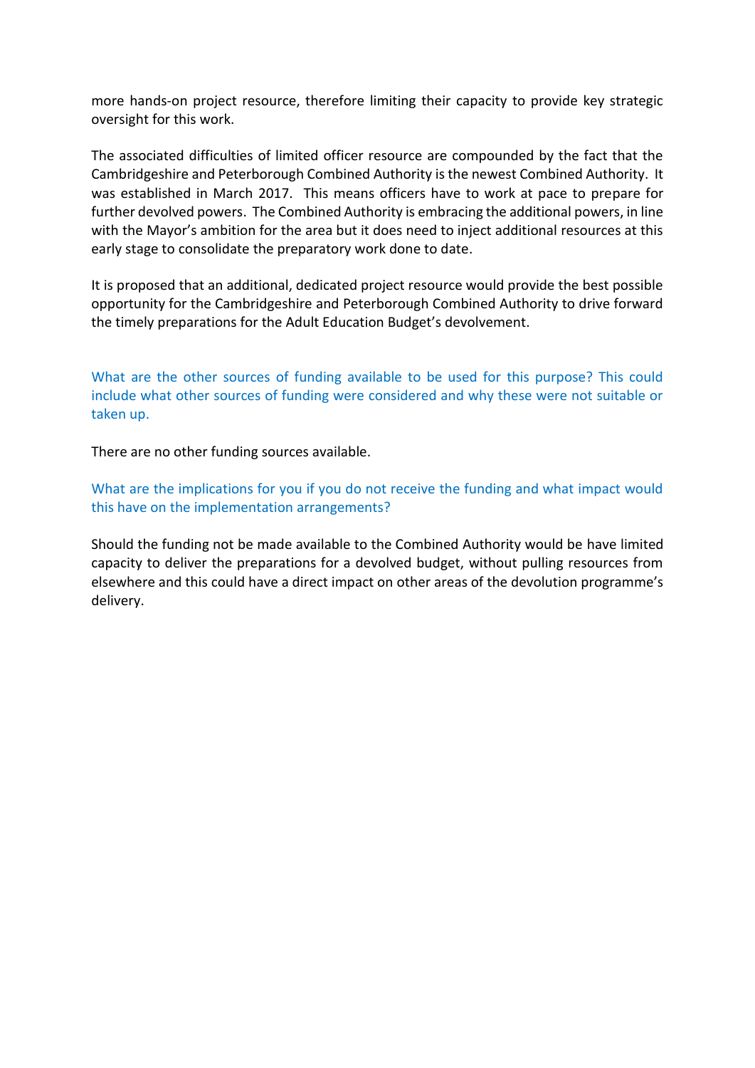more hands-on project resource, therefore limiting their capacity to provide key strategic oversight for this work.

The associated difficulties of limited officer resource are compounded by the fact that the Cambridgeshire and Peterborough Combined Authority is the newest Combined Authority. It was established in March 2017. This means officers have to work at pace to prepare for further devolved powers. The Combined Authority is embracing the additional powers, in line with the Mayor's ambition for the area but it does need to inject additional resources at this early stage to consolidate the preparatory work done to date.

It is proposed that an additional, dedicated project resource would provide the best possible opportunity for the Cambridgeshire and Peterborough Combined Authority to drive forward the timely preparations for the Adult Education Budget's devolvement.

What are the other sources of funding available to be used for this purpose? This could include what other sources of funding were considered and why these were not suitable or taken up.

There are no other funding sources available.

What are the implications for you if you do not receive the funding and what impact would this have on the implementation arrangements?

Should the funding not be made available to the Combined Authority would be have limited capacity to deliver the preparations for a devolved budget, without pulling resources from elsewhere and this could have a direct impact on other areas of the devolution programme's delivery.